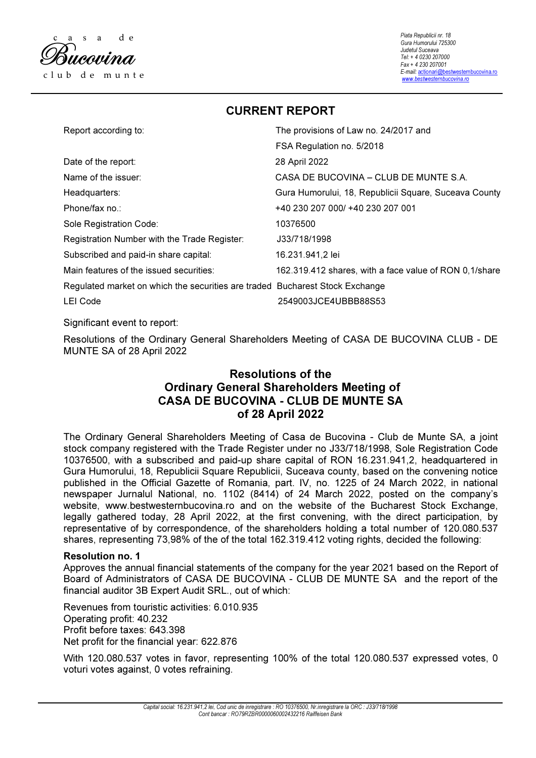casa de Bucovina
club de munte

*Piata Republicii nr. 18*
*Gura Humorului 725300*
*Judetul Suceava*
*Tel: + 4 0230 207000*
*Fax + 4 230 207001*
*E-mail: actionari@bestwesternbucovina.ro*
*www.bestwesternbucovina.ro*

## CURRENT REPORT

| | |
|---|---|
| Report according to: | The provisions of Law no. 24/2017 and FSA Regulation no. 5/2018 |
| Date of the report: | 28 April 2022 |
| Name of the issuer: | CASA DE BUCOVINA – CLUB DE MUNTE S.A. |
| Headquarters: | Gura Humorului, 18, Republicii Square, Suceava County |
| Phone/fax no.: | +40 230 207 000/ +40 230 207 001 |
| Sole Registration Code: | 10376500 |
| Registration Number with the Trade Register: | J33/718/1998 |
| Subscribed and paid-in share capital: | 16.231.941,2 lei |
| Main features of the issued securities: | 162.319.412 shares, with a face value of RON 0,1/share |
| Regulated market on which the securities are traded | Bucharest Stock Exchange |
| LEI Code | 2549003JCE4UBBB88S53 |

Significant event to report:

Resolutions of the Ordinary General Shareholders Meeting of CASA DE BUCOVINA CLUB - DE MUNTE SA of 28 April 2022

## Resolutions of the Ordinary General Shareholders Meeting of CASA DE BUCOVINA - CLUB DE MUNTE SA of 28 April 2022

The Ordinary General Shareholders Meeting of Casa de Bucovina - Club de Munte SA, a joint stock company registered with the Trade Register under no J33/718/1998, Sole Registration Code 10376500, with a subscribed and paid-up share capital of RON 16.231.941,2, headquartered in Gura Humorului, 18, Republicii Square Republicii, Suceava county, based on the convening notice published in the Official Gazette of Romania, part. IV, no. 1225 of 24 March 2022, in national newspaper Jurnalul National, no. 1102 (8414) of 24 March 2022, posted on the company's website, www.bestwesternbucovina.ro and on the website of the Bucharest Stock Exchange, legally gathered today, 28 April 2022, at the first convening, with the direct participation, by representative of by correspondence, of the shareholders holding a total number of 120.080.537 shares, representing 73,98% of the of the total 162.319.412 voting rights, decided the following:

**Resolution no. 1**
Approves the annual financial statements of the company for the year 2021 based on the Report of Board of Administrators of CASA DE BUCOVINA - CLUB DE MUNTE SA and the report of the financial auditor 3B Expert Audit SRL., out of which:

Revenues from touristic activities: 6.010.935
Operating profit: 40.232
Profit before taxes: 643.398
Net profit for the financial year: 622.876

With 120.080.537 votes in favor, representing 100% of the total 120.080.537 expressed votes, 0 voturi votes against, 0 votes refraining.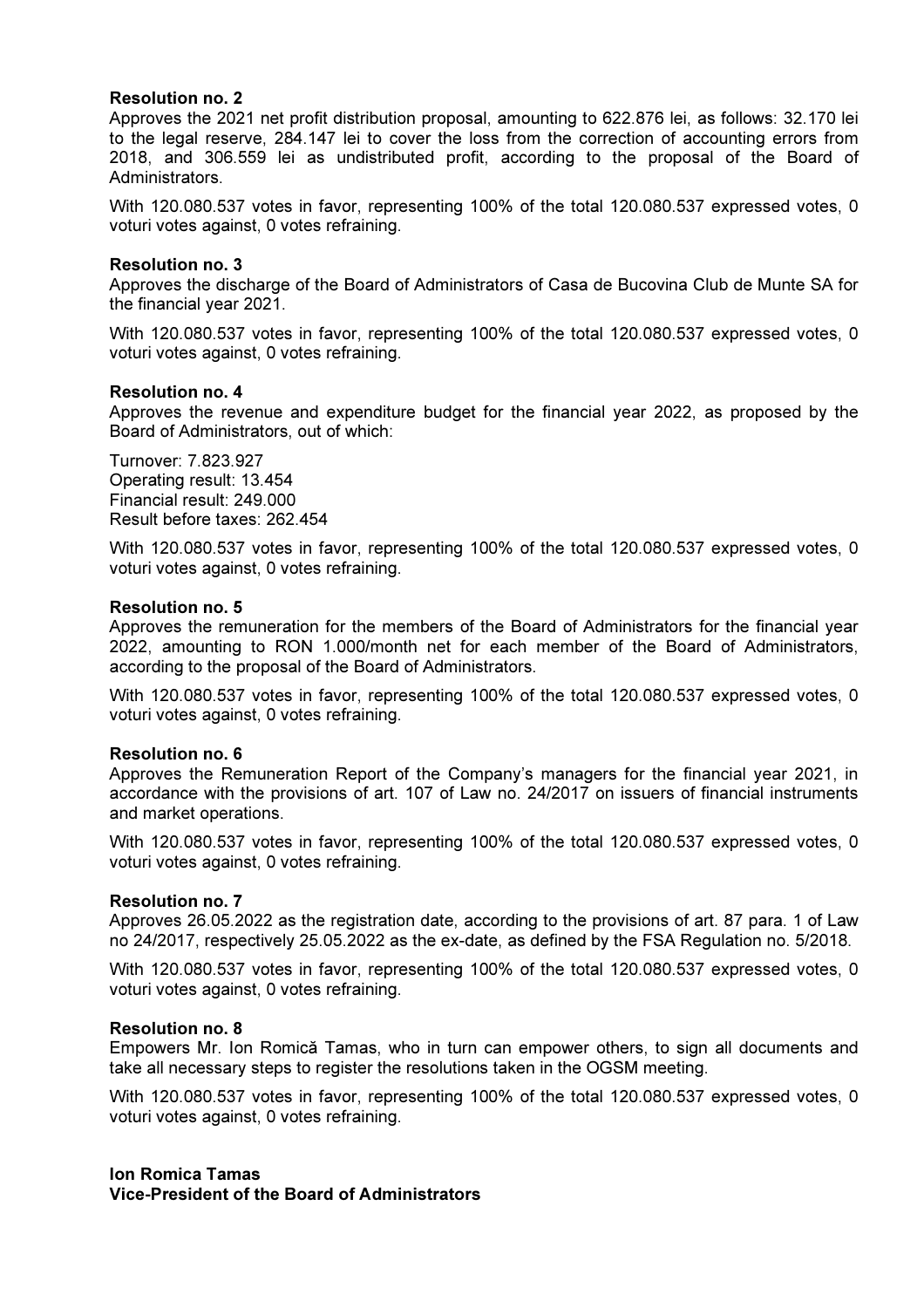**Resolution no. 2**
Approves the 2021 net profit distribution proposal, amounting to 622.876 lei, as follows: 32.170 lei to the legal reserve, 284.147 lei to cover the loss from the correction of accounting errors from 2018, and 306.559 lei as undistributed profit, according to the proposal of the Board of Administrators.

With 120.080.537 votes in favor, representing 100% of the total 120.080.537 expressed votes, 0 voturi votes against, 0 votes refraining.

**Resolution no. 3**
Approves the discharge of the Board of Administrators of Casa de Bucovina Club de Munte SA for the financial year 2021.

With 120.080.537 votes in favor, representing 100% of the total 120.080.537 expressed votes, 0 voturi votes against, 0 votes refraining.

**Resolution no. 4**
Approves the revenue and expenditure budget for the financial year 2022, as proposed by the Board of Administrators, out of which:

Turnover: 7.823.927
Operating result: 13.454
Financial result: 249.000
Result before taxes: 262.454

With 120.080.537 votes in favor, representing 100% of the total 120.080.537 expressed votes, 0 voturi votes against, 0 votes refraining.

**Resolution no. 5**
Approves the remuneration for the members of the Board of Administrators for the financial year 2022, amounting to RON 1.000/month net for each member of the Board of Administrators, according to the proposal of the Board of Administrators.

With 120.080.537 votes in favor, representing 100% of the total 120.080.537 expressed votes, 0 voturi votes against, 0 votes refraining.

**Resolution no. 6**
Approves the Remuneration Report of the Company's managers for the financial year 2021, in accordance with the provisions of art. 107 of Law no. 24/2017 on issuers of financial instruments and market operations.

With 120.080.537 votes in favor, representing 100% of the total 120.080.537 expressed votes, 0 voturi votes against, 0 votes refraining.

**Resolution no. 7**
Approves 26.05.2022 as the registration date, according to the provisions of art. 87 para. 1 of Law no 24/2017, respectively 25.05.2022 as the ex-date, as defined by the FSA Regulation no. 5/2018.

With 120.080.537 votes in favor, representing 100% of the total 120.080.537 expressed votes, 0 voturi votes against, 0 votes refraining.

**Resolution no. 8**
Empowers Mr. Ion Romică Tamas, who in turn can empower others, to sign all documents and take all necessary steps to register the resolutions taken in the OGSM meeting.

With 120.080.537 votes in favor, representing 100% of the total 120.080.537 expressed votes, 0 voturi votes against, 0 votes refraining.

**Ion Romica Tamas**
**Vice-President of the Board of Administrators**